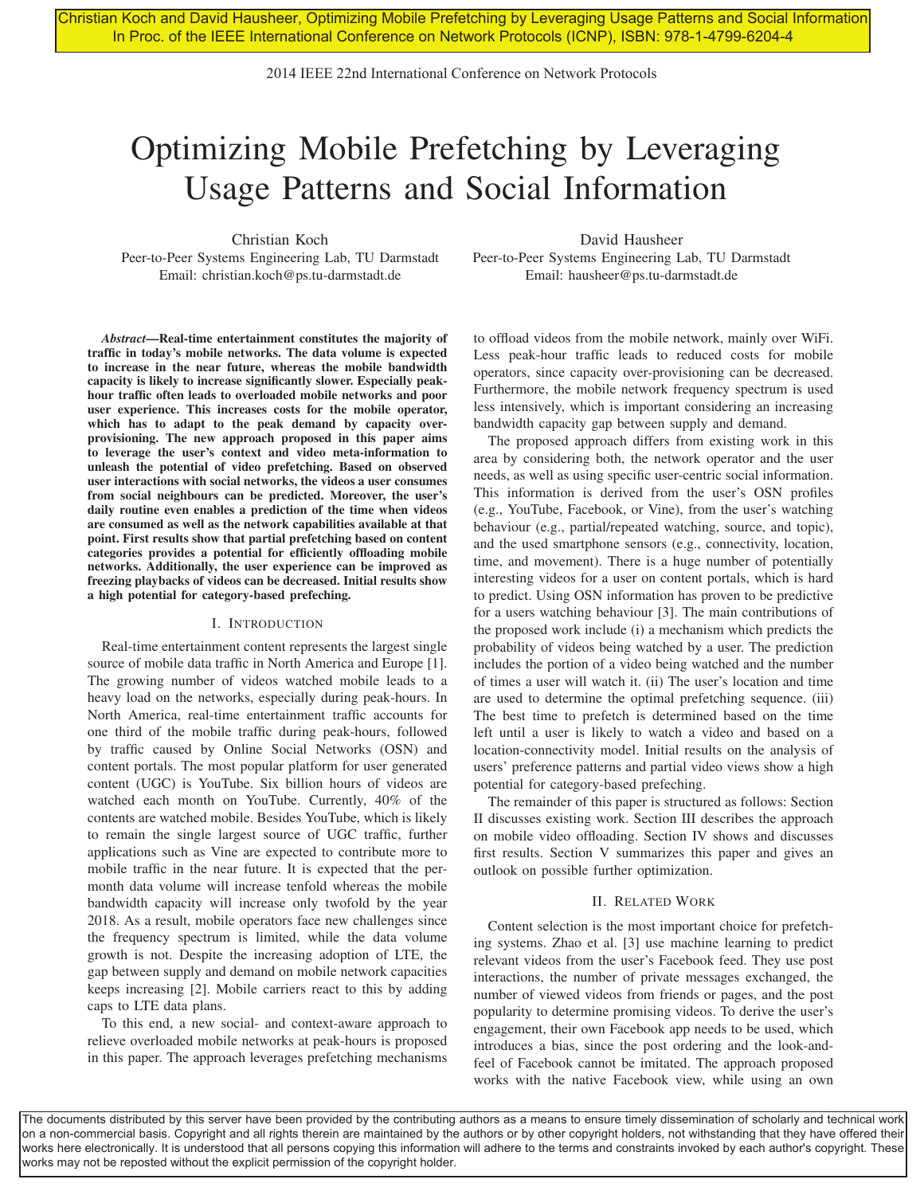# Optimizing Mobile Prefetching by Leveraging Usage Patterns and Social Information

Christian Koch
Peer-to-Peer Systems Engineering Lab, TU Darmstadt
Email: christian.koch@ps.tu-darmstadt.de

David Hausheer
Peer-to-Peer Systems Engineering Lab, TU Darmstadt
Email: hausheer@ps.tu-darmstadt.de

***Abstract*—Real-time entertainment constitutes the majority of traffic in today's mobile networks. The data volume is expected to increase in the near future, whereas the mobile bandwidth capacity is likely to increase significantly slower. Especially peak-hour traffic often leads to overloaded mobile networks and poor user experience. This increases costs for the mobile operator, which has to adapt to the peak demand by capacity over-provisioning. The new approach proposed in this paper aims to leverage the user's context and video meta-information to unleash the potential of video prefetching. Based on observed user interactions with social networks, the videos a user consumes from social neighbours can be predicted. Moreover, the user's daily routine even enables a prediction of the time when videos are consumed as well as the network capabilities available at that point. First results show that partial prefetching based on content categories provides a potential for efficiently offloading mobile networks. Additionally, the user experience can be improved as freezing playbacks of videos can be decreased. Initial results show a high potential for category-based prefeching.**

## I. Introduction

Real-time entertainment content represents the largest single source of mobile data traffic in North America and Europe [1]. The growing number of videos watched mobile leads to a heavy load on the networks, especially during peak-hours. In North America, real-time entertainment traffic accounts for one third of the mobile traffic during peak-hours, followed by traffic caused by Online Social Networks (OSN) and content portals. The most popular platform for user generated content (UGC) is YouTube. Six billion hours of videos are watched each month on YouTube. Currently, 40% of the contents are watched mobile. Besides YouTube, which is likely to remain the single largest source of UGC traffic, further applications such as Vine are expected to contribute more to mobile traffic in the near future. It is expected that the per-month data volume will increase tenfold whereas the mobile bandwidth capacity will increase only twofold by the year 2018. As a result, mobile operators face new challenges since the frequency spectrum is limited, while the data volume growth is not. Despite the increasing adoption of LTE, the gap between supply and demand on mobile network capacities keeps increasing [2]. Mobile carriers react to this by adding caps to LTE data plans.

To this end, a new social- and context-aware approach to relieve overloaded mobile networks at peak-hours is proposed in this paper. The approach leverages prefetching mechanisms to offload videos from the mobile network, mainly over WiFi. Less peak-hour traffic leads to reduced costs for mobile operators, since capacity over-provisioning can be decreased. Furthermore, the mobile network frequency spectrum is used less intensively, which is important considering an increasing bandwidth capacity gap between supply and demand.

The proposed approach differs from existing work in this area by considering both, the network operator and the user needs, as well as using specific user-centric social information. This information is derived from the user's OSN profiles (e.g., YouTube, Facebook, or Vine), from the user's watching behaviour (e.g., partial/repeated watching, source, and topic), and the used smartphone sensors (e.g., connectivity, location, time, and movement). There is a huge number of potentially interesting videos for a user on content portals, which is hard to predict. Using OSN information has proven to be predictive for a users watching behaviour [3]. The main contributions of the proposed work include (i) a mechanism which predicts the probability of videos being watched by a user. The prediction includes the portion of a video being watched and the number of times a user will watch it. (ii) The user's location and time are used to determine the optimal prefetching sequence. (iii) The best time to prefetch is determined based on the time left until a user is likely to watch a video and based on a location-connectivity model. Initial results on the analysis of users' preference patterns and partial video views show a high potential for category-based prefeching.

The remainder of this paper is structured as follows: Section II discusses existing work. Section III describes the approach on mobile video offloading. Section IV shows and discusses first results. Section V summarizes this paper and gives an outlook on possible further optimization.

## II. Related Work

Content selection is the most important choice for prefetching systems. Zhao et al. [3] use machine learning to predict relevant videos from the user's Facebook feed. They use post interactions, the number of private messages exchanged, the number of viewed videos from friends or pages, and the post popularity to determine promising videos. To derive the user's engagement, their own Facebook app needs to be used, which introduces a bias, since the post ordering and the look-and-feel of Facebook cannot be imitated. The approach proposed works with the native Facebook view, while using an own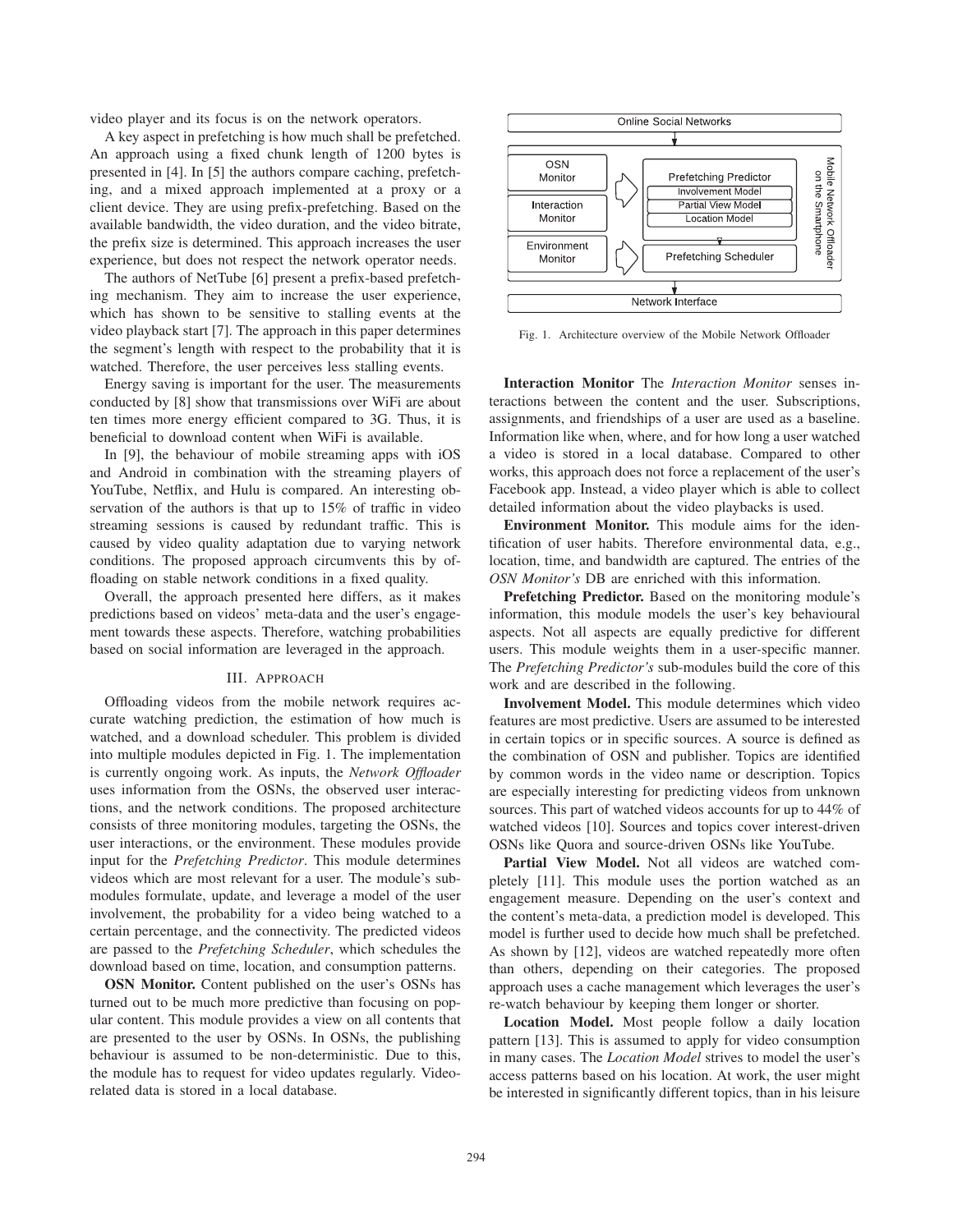video player and its focus is on the network operators.

A key aspect in prefetching is how much shall be prefetched. An approach using a fixed chunk length of 1200 bytes is presented in [4]. In [5] the authors compare caching, prefetching, and a mixed approach implemented at a proxy or a client device. They are using prefix-prefetching. Based on the available bandwidth, the video duration, and the video bitrate, the prefix size is determined. This approach increases the user experience, but does not respect the network operator needs.

The authors of NetTube [6] present a prefix-based prefetching mechanism. They aim to increase the user experience, which has shown to be sensitive to stalling events at the video playback start [7]. The approach in this paper determines the segment's length with respect to the probability that it is watched. Therefore, the user perceives less stalling events.

Energy saving is important for the user. The measurements conducted by [8] show that transmissions over WiFi are about ten times more energy efficient compared to 3G. Thus, it is beneficial to download content when WiFi is available.

In [9], the behaviour of mobile streaming apps with iOS and Android in combination with the streaming players of YouTube, Netflix, and Hulu is compared. An interesting observation of the authors is that up to 15% of traffic in video streaming sessions is caused by redundant traffic. This is caused by video quality adaptation due to varying network conditions. The proposed approach circumvents this by offloading on stable network conditions in a fixed quality.

Overall, the approach presented here differs, as it makes predictions based on videos' meta-data and the user's engagement towards these aspects. Therefore, watching probabilities based on social information are leveraged in the approach.

## III. Approach

Offloading videos from the mobile network requires accurate watching prediction, the estimation of how much is watched, and a download scheduler. This problem is divided into multiple modules depicted in Fig. 1. The implementation is currently ongoing work. As inputs, the *Network Offloader* uses information from the OSNs, the observed user interactions, and the network conditions. The proposed architecture consists of three monitoring modules, targeting the OSNs, the user interactions, or the environment. These modules provide input for the *Prefetching Predictor*. This module determines videos which are most relevant for a user. The module's submodules formulate, update, and leverage a model of the user involvement, the probability for a video being watched to a certain percentage, and the connectivity. The predicted videos are passed to the *Prefetching Scheduler*, which schedules the download based on time, location, and consumption patterns.

**OSN Monitor.** Content published on the user's OSNs has turned out to be much more predictive than focusing on popular content. This module provides a view on all contents that are presented to the user by OSNs. In OSNs, the publishing behaviour is assumed to be non-deterministic. Due to this, the module has to request for video updates regularly. Video-related data is stored in a local database.

Online Social Networks

OSN Monitor

Interaction Monitor

Environment Monitor

Prefetching Predictor

Involvement Model

Partial View Model

Location Model

Prefetching Scheduler

Mobile Network Offloader on the Smartphone

Network Interface

Fig. 1. Architecture overview of the Mobile Network Offloader

**Interaction Monitor** The *Interaction Monitor* senses interactions between the content and the user. Subscriptions, assignments, and friendships of a user are used as a baseline. Information like when, where, and for how long a user watched a video is stored in a local database. Compared to other works, this approach does not force a replacement of the user's Facebook app. Instead, a video player which is able to collect detailed information about the video playbacks is used.

**Environment Monitor.** This module aims for the identification of user habits. Therefore environmental data, e.g., location, time, and bandwidth are captured. The entries of the *OSN Monitor's* DB are enriched with this information.

**Prefetching Predictor.** Based on the monitoring module's information, this module models the user's key behavioural aspects. Not all aspects are equally predictive for different users. This module weights them in a user-specific manner. The *Prefetching Predictor's* sub-modules build the core of this work and are described in the following.

**Involvement Model.** This module determines which video features are most predictive. Users are assumed to be interested in certain topics or in specific sources. A source is defined as the combination of OSN and publisher. Topics are identified by common words in the video name or description. Topics are especially interesting for predicting videos from unknown sources. This part of watched videos accounts for up to 44% of watched videos [10]. Sources and topics cover interest-driven OSNs like Quora and source-driven OSNs like YouTube.

**Partial View Model.** Not all videos are watched completely [11]. This module uses the portion watched as an engagement measure. Depending on the user's context and the content's meta-data, a prediction model is developed. This model is further used to decide how much shall be prefetched. As shown by [12], videos are watched repeatedly more often than others, depending on their categories. The proposed approach uses a cache management which leverages the user's re-watch behaviour by keeping them longer or shorter.

**Location Model.** Most people follow a daily location pattern [13]. This is assumed to apply for video consumption in many cases. The *Location Model* strives to model the user's access patterns based on his location. At work, the user might be interested in significantly different topics, than in his leisure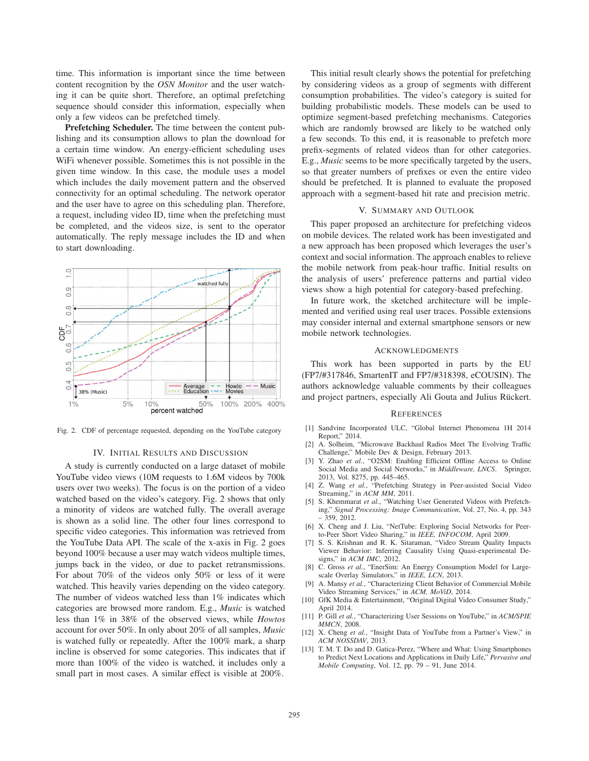time. This information is important since the time between content recognition by the *OSN Monitor* and the user watching it can be quite short. Therefore, an optimal prefetching sequence should consider this information, especially when only a few videos can be prefetched timely.

**Prefetching Scheduler.** The time between the content publishing and its consumption allows to plan the download for a certain time window. An energy-efficient scheduling uses WiFi whenever possible. Sometimes this is not possible in the given time window. In this case, the module uses a model which includes the daily movement pattern and the observed connectivity for an optimal scheduling. The network operator and the user have to agree on this scheduling plan. Therefore, a request, including video ID, time when the prefetching must be completed, and the videos size, is sent to the operator automatically. The reply message includes the ID and when to start downloading.

CDF
0.4
0.5
0.6
0.7
0.8
0.9
1.0
watched fully
38% (Music)
Average
Education
Howto
Movies
Music
1%
5%
10%
50%
100%
200%
400%
percent watched

Fig. 2. CDF of percentage requested, depending on the YouTube category

## IV. Initial Results and Discussion

A study is currently conducted on a large dataset of mobile YouTube video views (10M requests to 1.6M videos by 700k users over two weeks). The focus is on the portion of a video watched based on the video's category. Fig. 2 shows that only a minority of videos are watched fully. The overall average is shown as a solid line. The other four lines correspond to specific video categories. This information was retrieved from the YouTube Data API. The scale of the x-axis in Fig. 2 goes beyond 100% because a user may watch videos multiple times, jumps back in the video, or due to packet retransmissions. For about 70% of the videos only 50% or less of it were watched. This heavily varies depending on the video category. The number of videos watched less than 1% indicates which categories are browsed more random. E.g., *Music* is watched less than 1% in 38% of the observed views, while *Howtos* account for over 50%. In only about 20% of all samples, *Music* is watched fully or repeatedly. After the 100% mark, a sharp incline is observed for some categories. This indicates that if more than 100% of the video is watched, it includes only a small part in most cases. A similar effect is visible at 200%.

This initial result clearly shows the potential for prefetching by considering videos as a group of segments with different consumption probabilities. The video's category is suited for building probabilistic models. These models can be used to optimize segment-based prefetching mechanisms. Categories which are randomly browsed are likely to be watched only a few seconds. To this end, it is reasonable to prefetch more prefix-segments of related videos than for other categories. E.g., *Music* seems to be more specifically targeted by the users, so that greater numbers of prefixes or even the entire video should be prefetched. It is planned to evaluate the proposed approach with a segment-based hit rate and precision metric.

## V. Summary and Outlook

This paper proposed an architecture for prefetching videos on mobile devices. The related work has been investigated and a new approach has been proposed which leverages the user's context and social information. The approach enables to relieve the mobile network from peak-hour traffic. Initial results on the analysis of users' preference patterns and partial video views show a high potential for category-based prefeching.

In future work, the sketched architecture will be implemented and verified using real user traces. Possible extensions may consider internal and external smartphone sensors or new mobile network technologies.

## Acknowledgments

This work has been supported in parts by the EU (FP7/#317846, SmartenIT and FP7/#318398, eCOUSIN). The authors acknowledge valuable comments by their colleagues and project partners, especially Ali Gouta and Julius Rückert.

## References

[1] Sandvine Incorporated ULC, "Global Internet Phenomena 1H 2014 Report," 2014.

[2] A. Solheim, "Microwave Backhaul Radios Meet The Evolving Traffic Challenge," Mobile Dev & Design, February 2013.

[3] Y. Zhao *et al.*, "O2SM: Enabling Efficient Offline Access to Online Social Media and Social Networks," in *Middleware, LNCS*. Springer, 2013, Vol. 8275, pp. 445–465.

[4] Z. Wang *et al.*, "Prefetching Strategy in Peer-assisted Social Video Streaming," in *ACM MM*, 2011.

[5] S. Khemmarat *et al.*, "Watching User Generated Videos with Prefetching," *Signal Processing: Image Communication*, Vol. 27, No. 4, pp. 343 – 359, 2012.

[6] X. Cheng and J. Liu, "NetTube: Exploring Social Networks for Peer-to-Peer Short Video Sharing," in *IEEE, INFOCOM*, April 2009.

[7] S. S. Krishnan and R. K. Sitaraman, "Video Stream Quality Impacts Viewer Behavior: Inferring Causality Using Quasi-experimental Designs," in *ACM IMC*, 2012.

[8] C. Gross *et al.*, "EnerSim: An Energy Consumption Model for Large-scale Overlay Simulators," in *IEEE, LCN*, 2013.

[9] A. Mansy *et al.*, "Characterizing Client Behavior of Commercial Mobile Video Streaming Services," in *ACM, MoViD*, 2014.

[10] GfK Media & Entertainment, "Original Digital Video Consumer Study," April 2014.

[11] P. Gill *et al.*, "Characterizing User Sessions on YouTube," in *ACM/SPIE MMCN*, 2008.

[12] X. Cheng *et al.*, "Insight Data of YouTube from a Partner's View," in *ACM NOSSDAV*, 2013.

[13] T. M. T. Do and D. Gatica-Perez, "Where and What: Using Smartphones to Predict Next Locations and Applications in Daily Life," *Pervasive and Mobile Computing*, Vol. 12, pp. 79 – 91, June 2014.